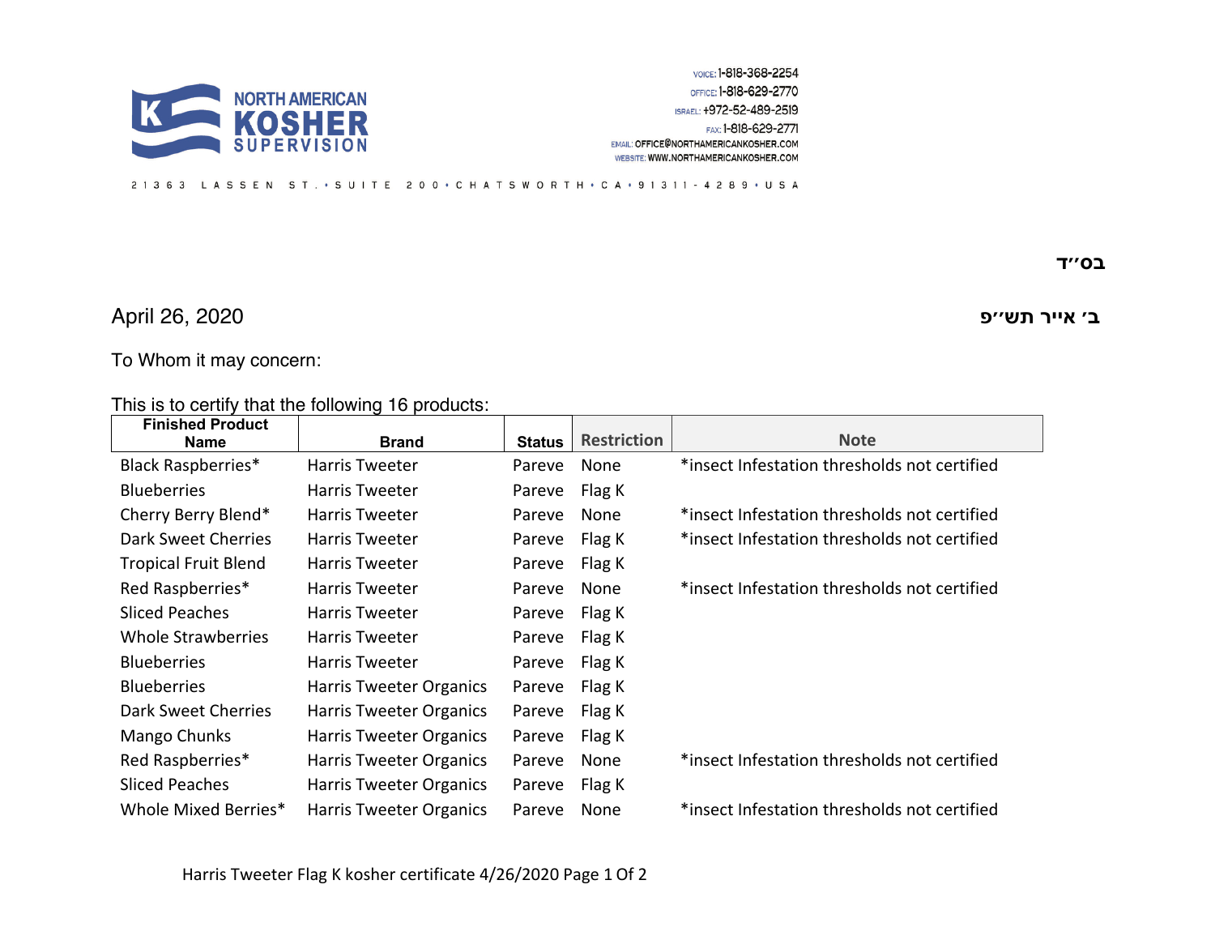**NORTH AMERICAN KOSHER SUPERVISION**

VOICE: 1-818-368-2254
OFFICE: 1-818-629-2770
ISRAEL: +972-52-489-2519
FAX: 1-818-629-2771
EMAIL: OFFICE@NORTHAMERICANKOSHER.COM
WEBSITE: WWW.NORTHAMERICANKOSHER.COM

21363 LASSEN ST. • SUITE 200 • CHATSWORTH • CA • 91311-4289 • USA

**בס״ד**

April 26, 2020

**ב׳ אייר תש״פ**

To Whom it may concern:

This is to certify that the following 16 products:

| Finished Product Name | Brand | Status | Restriction | Note |
|---|---|---|---|---|
| Black Raspberries* | Harris Tweeter | Pareve | None | *insect Infestation thresholds not certified |
| Blueberries | Harris Tweeter | Pareve | Flag K | |
| Cherry Berry Blend* | Harris Tweeter | Pareve | None | *insect Infestation thresholds not certified |
| Dark Sweet Cherries | Harris Tweeter | Pareve | Flag K | *insect Infestation thresholds not certified |
| Tropical Fruit Blend | Harris Tweeter | Pareve | Flag K | |
| Red Raspberries* | Harris Tweeter | Pareve | None | *insect Infestation thresholds not certified |
| Sliced Peaches | Harris Tweeter | Pareve | Flag K | |
| Whole Strawberries | Harris Tweeter | Pareve | Flag K | |
| Blueberries | Harris Tweeter | Pareve | Flag K | |
| Blueberries | Harris Tweeter Organics | Pareve | Flag K | |
| Dark Sweet Cherries | Harris Tweeter Organics | Pareve | Flag K | |
| Mango Chunks | Harris Tweeter Organics | Pareve | Flag K | |
| Red Raspberries* | Harris Tweeter Organics | Pareve | None | *insect Infestation thresholds not certified |
| Sliced Peaches | Harris Tweeter Organics | Pareve | Flag K | |
| Whole Mixed Berries* | Harris Tweeter Organics | Pareve | None | *insect Infestation thresholds not certified |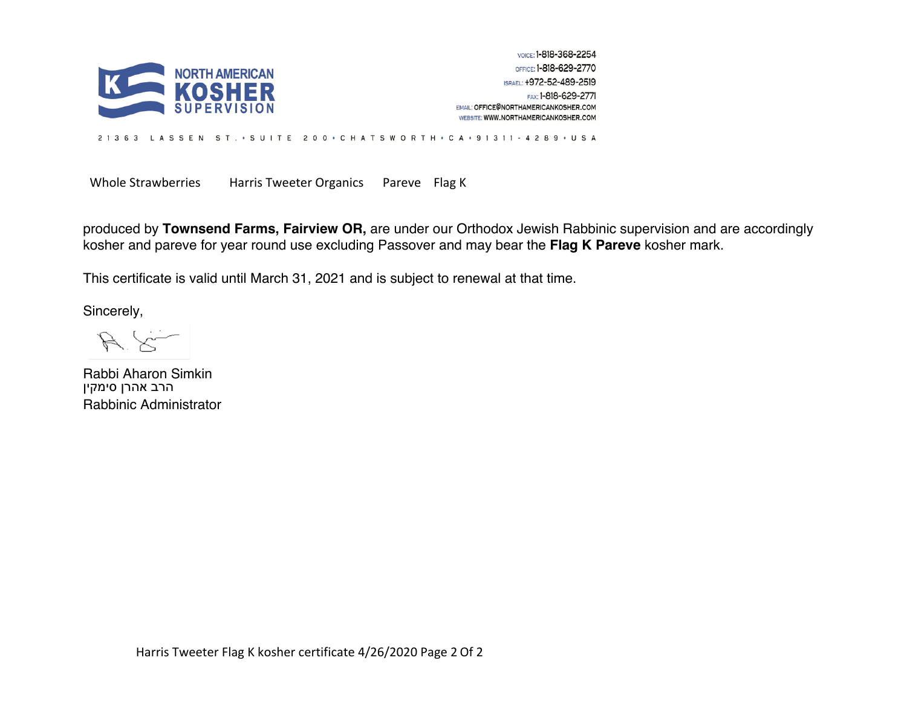**NORTH AMERICAN KOSHER SUPERVISION**

VOICE: 1-818-368-2254
OFFICE: 1-818-629-2770
ISRAEL: +972-52-489-2519
FAX: 1-818-629-2771
EMAIL: OFFICE@NORTHAMERICANKOSHER.COM
WEBSITE: WWW.NORTHAMERICANKOSHER.COM

21363 LASSEN ST. • SUITE 200 • CHATSWORTH • CA • 91311-4289 • USA

| | | | |
|---|---|---|---|
| Whole Strawberries | Harris Tweeter Organics | Pareve | Flag K |

produced by **Townsend Farms, Fairview OR,** are under our Orthodox Jewish Rabbinic supervision and are accordingly kosher and pareve for year round use excluding Passover and may bear the **Flag K Pareve** kosher mark.

This certificate is valid until March 31, 2021 and is subject to renewal at that time.

Sincerely,

Rabbi Aharon Simkin
הרב אהרן סימקין
Rabbinic Administrator